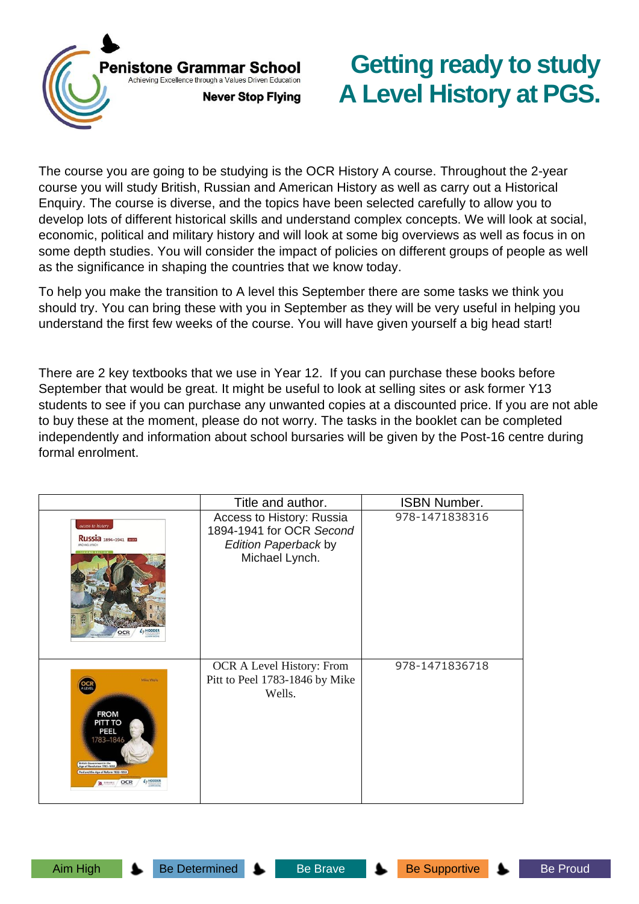Penistone Grammar School
Achieving Excellence through a Values Driven Education
Never Stop Flying

# Getting ready to study A Level History at PGS.

The course you are going to be studying is the OCR History A course. Throughout the 2-year course you will study British, Russian and American History as well as carry out a Historical Enquiry. The course is diverse, and the topics have been selected carefully to allow you to develop lots of different historical skills and understand complex concepts. We will look at social, economic, political and military history and will look at some big overviews as well as focus in on some depth studies. You will consider the impact of policies on different groups of people as well as the significance in shaping the countries that we know today.

To help you make the transition to A level this September there are some tasks we think you should try. You can bring these with you in September as they will be very useful in helping you understand the first few weeks of the course. You will have given yourself a big head start!

There are 2 key textbooks that we use in Year 12. If you can purchase these books before September that would be great. It might be useful to look at selling sites or ask former Y13 students to see if you can purchase any unwanted copies at a discounted price. If you are not able to buy these at the moment, please do not worry. The tasks in the booklet can be completed independently and information about school bursaries will be given by the Post-16 centre during formal enrolment.

| | Title and author. | ISBN Number. |
|---|---|---|
| | Access to History: Russia 1894-1941 for OCR *Second Edition Paperback* by Michael Lynch. | 978-1471838316 |
| | OCR A Level History: From Pitt to Peel 1783-1846 by Mike Wells. | 978-1471836718 |

Aim High · Be Determined · Be Brave · Be Supportive · Be Proud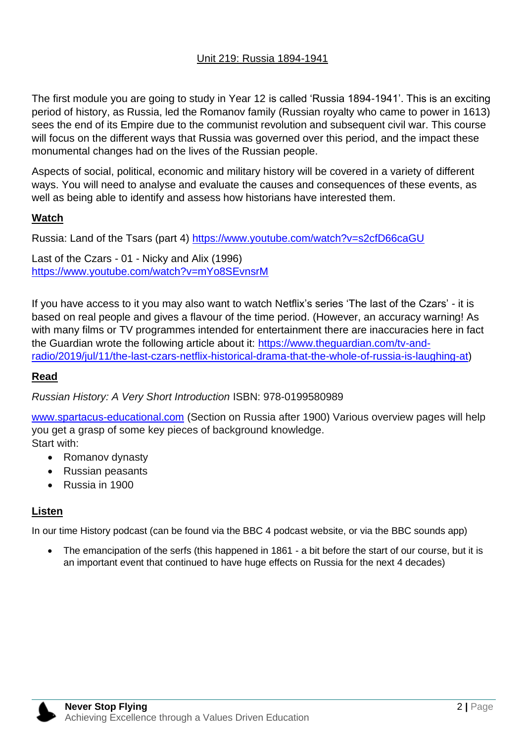Unit 219: Russia 1894-1941

The first module you are going to study in Year 12 is called 'Russia 1894-1941'. This is an exciting period of history, as Russia, led the Romanov family (Russian royalty who came to power in 1613) sees the end of its Empire due to the communist revolution and subsequent civil war. This course will focus on the different ways that Russia was governed over this period, and the impact these monumental changes had on the lives of the Russian people.

Aspects of social, political, economic and military history will be covered in a variety of different ways. You will need to analyse and evaluate the causes and consequences of these events, as well as being able to identify and assess how historians have interested them.

**Watch**

Russia: Land of the Tsars (part 4) https://www.youtube.com/watch?v=s2cfD66caGU

Last of the Czars - 01 - Nicky and Alix (1996)
https://www.youtube.com/watch?v=mYo8SEvnsrM

If you have access to it you may also want to watch Netflix's series 'The last of the Czars' - it is based on real people and gives a flavour of the time period. (However, an accuracy warning! As with many films or TV programmes intended for entertainment there are inaccuracies here in fact the Guardian wrote the following article about it: https://www.theguardian.com/tv-and-radio/2019/jul/11/the-last-czars-netflix-historical-drama-that-the-whole-of-russia-is-laughing-at)

**Read**

*Russian History: A Very Short Introduction* ISBN: 978-0199580989

www.spartacus-educational.com (Section on Russia after 1900) Various overview pages will help you get a grasp of some key pieces of background knowledge.
Start with:

- Romanov dynasty
- Russian peasants
- Russia in 1900

**Listen**

In our time History podcast (can be found via the BBC 4 podcast website, or via the BBC sounds app)

- The emancipation of the serfs (this happened in 1861 - a bit before the start of our course, but it is an important event that continued to have huge effects on Russia for the next 4 decades)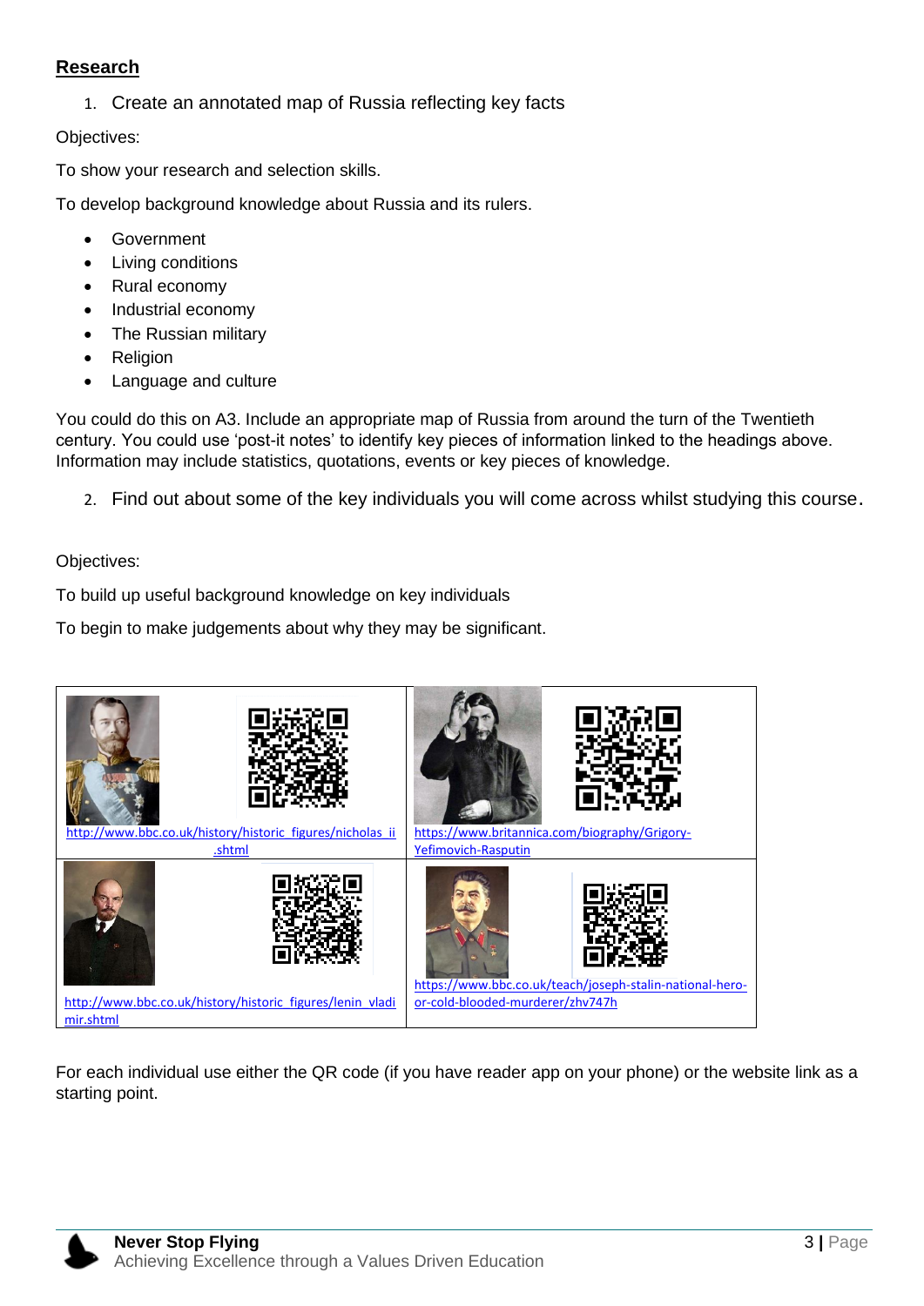## Research

1. Create an annotated map of Russia reflecting key facts

Objectives:

To show your research and selection skills.

To develop background knowledge about Russia and its rulers.

- Government
- Living conditions
- Rural economy
- Industrial economy
- The Russian military
- Religion
- Language and culture

You could do this on A3. Include an appropriate map of Russia from around the turn of the Twentieth century. You could use 'post-it notes' to identify key pieces of information linked to the headings above. Information may include statistics, quotations, events or key pieces of knowledge.

2. Find out about some of the key individuals you will come across whilst studying this course.

Objectives:

To build up useful background knowledge on key individuals

To begin to make judgements about why they may be significant.

| | |
|---|---|
| http://www.bbc.co.uk/history/historic_figures/nicholas_ii.shtml | https://www.britannica.com/biography/Grigory-Yefimovich-Rasputin |
| http://www.bbc.co.uk/history/historic_figures/lenin_vladimir.shtml | https://www.bbc.co.uk/teach/joseph-stalin-national-hero-or-cold-blooded-murderer/zhv747h |

For each individual use either the QR code (if you have reader app on your phone) or the website link as a starting point.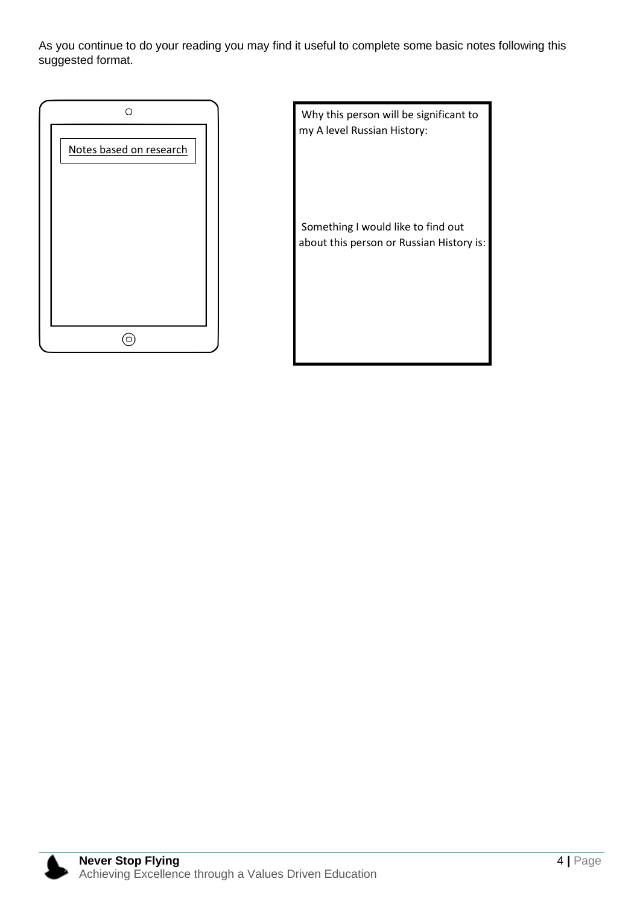As you continue to do your reading you may find it useful to complete some basic notes following this suggested format.

Notes based on research

Why this person will be significant to my A level Russian History:

Something I would like to find out about this person or Russian History is: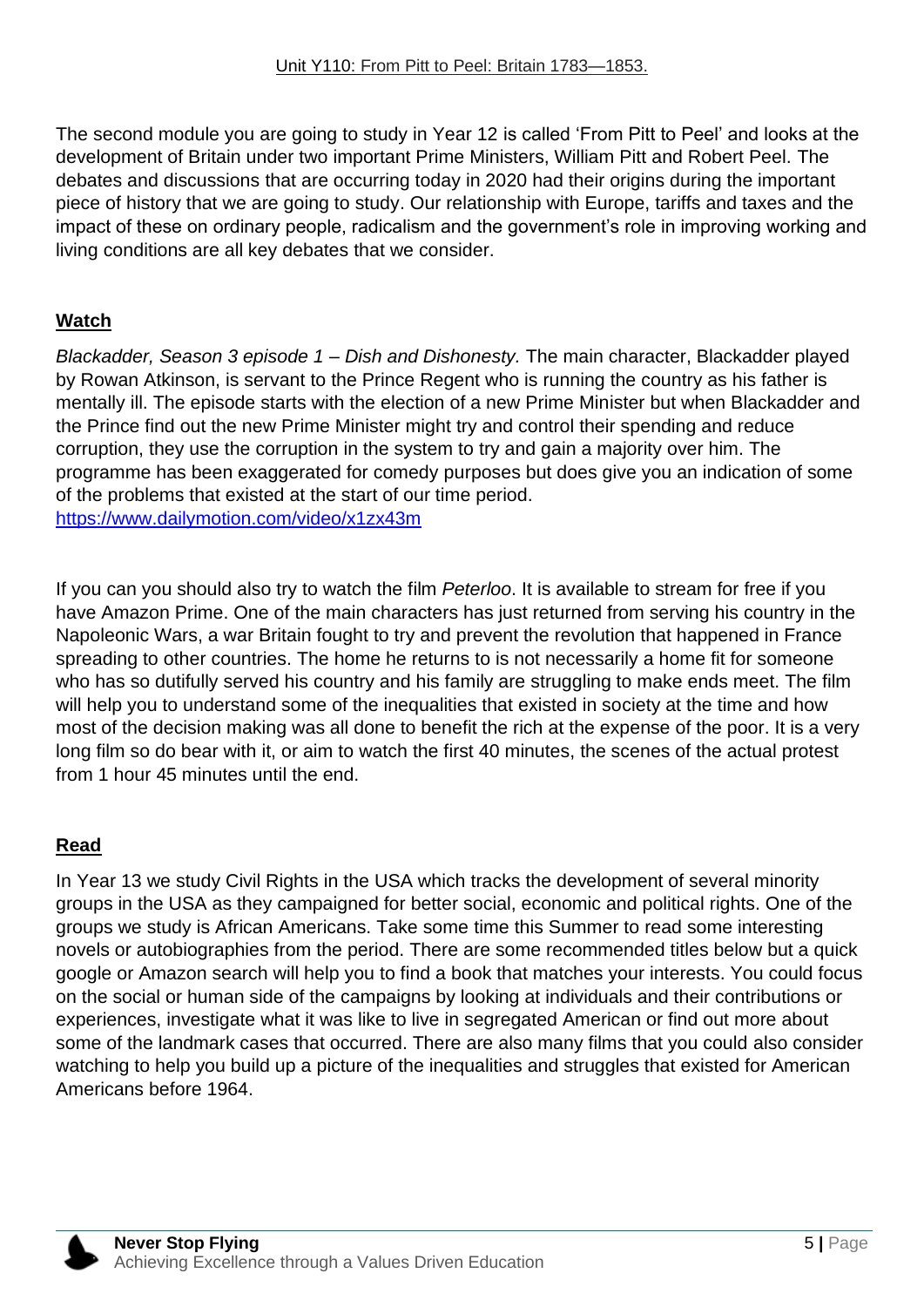Unit Y110: From Pitt to Peel: Britain 1783—1853.

The second module you are going to study in Year 12 is called 'From Pitt to Peel' and looks at the development of Britain under two important Prime Ministers, William Pitt and Robert Peel. The debates and discussions that are occurring today in 2020 had their origins during the important piece of history that we are going to study. Our relationship with Europe, tariffs and taxes and the impact of these on ordinary people, radicalism and the government's role in improving working and living conditions are all key debates that we consider.

**Watch**

*Blackadder, Season 3 episode 1 – Dish and Dishonesty.* The main character, Blackadder played by Rowan Atkinson, is servant to the Prince Regent who is running the country as his father is mentally ill. The episode starts with the election of a new Prime Minister but when Blackadder and the Prince find out the new Prime Minister might try and control their spending and reduce corruption, they use the corruption in the system to try and gain a majority over him. The programme has been exaggerated for comedy purposes but does give you an indication of some of the problems that existed at the start of our time period.
https://www.dailymotion.com/video/x1zx43m

If you can you should also try to watch the film *Peterloo*. It is available to stream for free if you have Amazon Prime. One of the main characters has just returned from serving his country in the Napoleonic Wars, a war Britain fought to try and prevent the revolution that happened in France spreading to other countries. The home he returns to is not necessarily a home fit for someone who has so dutifully served his country and his family are struggling to make ends meet. The film will help you to understand some of the inequalities that existed in society at the time and how most of the decision making was all done to benefit the rich at the expense of the poor. It is a very long film so do bear with it, or aim to watch the first 40 minutes, the scenes of the actual protest from 1 hour 45 minutes until the end.

**Read**

In Year 13 we study Civil Rights in the USA which tracks the development of several minority groups in the USA as they campaigned for better social, economic and political rights. One of the groups we study is African Americans. Take some time this Summer to read some interesting novels or autobiographies from the period. There are some recommended titles below but a quick google or Amazon search will help you to find a book that matches your interests. You could focus on the social or human side of the campaigns by looking at individuals and their contributions or experiences, investigate what it was like to live in segregated American or find out more about some of the landmark cases that occurred. There are also many films that you could also consider watching to help you build up a picture of the inequalities and struggles that existed for American Americans before 1964.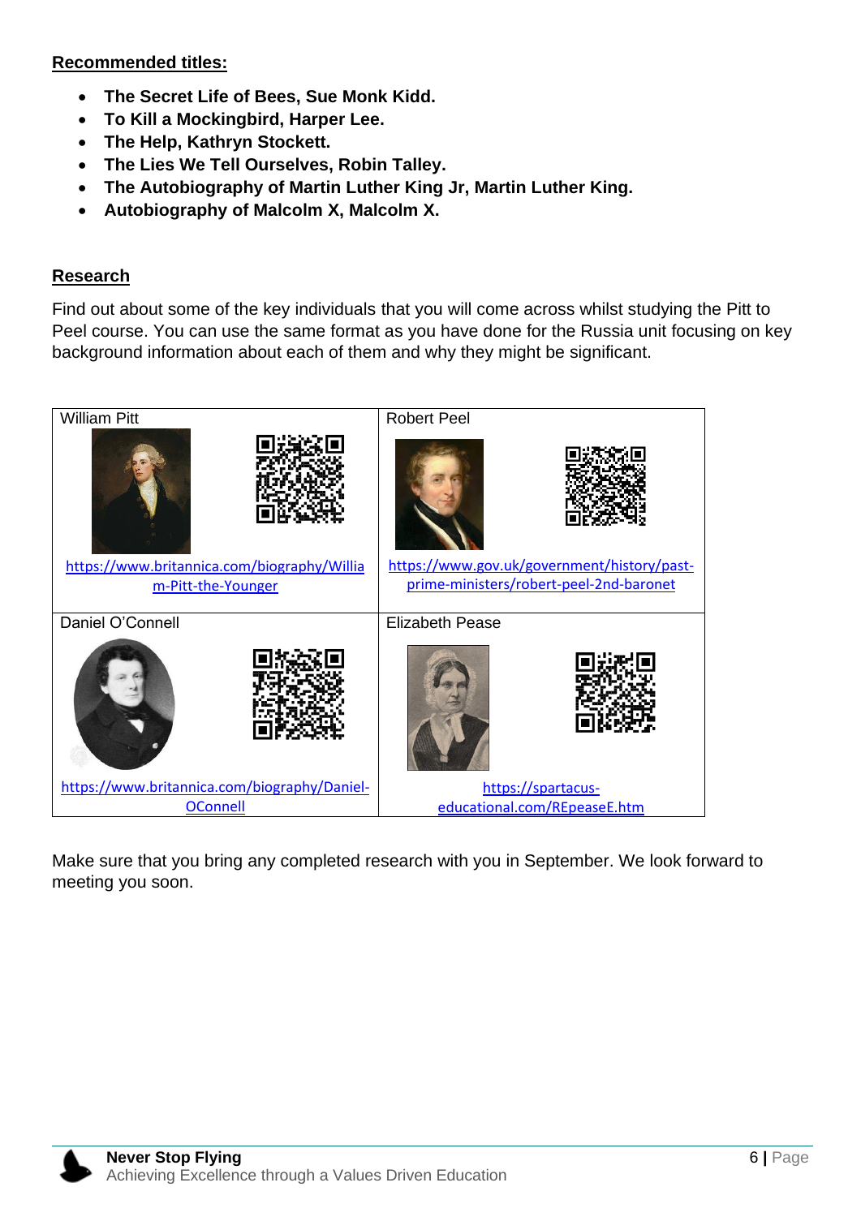**Recommended titles:**

- **The Secret Life of Bees, Sue Monk Kidd.**
- **To Kill a Mockingbird, Harper Lee.**
- **The Help, Kathryn Stockett.**
- **The Lies We Tell Ourselves, Robin Talley.**
- **The Autobiography of Martin Luther King Jr, Martin Luther King.**
- **Autobiography of Malcolm X, Malcolm X.**

**Research**

Find out about some of the key individuals that you will come across whilst studying the Pitt to Peel course. You can use the same format as you have done for the Russia unit focusing on key background information about each of them and why they might be significant.

| | |
|---|---|
| William Pitt<br>https://www.britannica.com/biography/William-Pitt-the-Younger | Robert Peel<br>https://www.gov.uk/government/history/past-prime-ministers/robert-peel-2nd-baronet |
| Daniel O'Connell<br>https://www.britannica.com/biography/Daniel-OConnell | Elizabeth Pease<br>https://spartacus-educational.com/REpeaseE.htm |

Make sure that you bring any completed research with you in September. We look forward to meeting you soon.